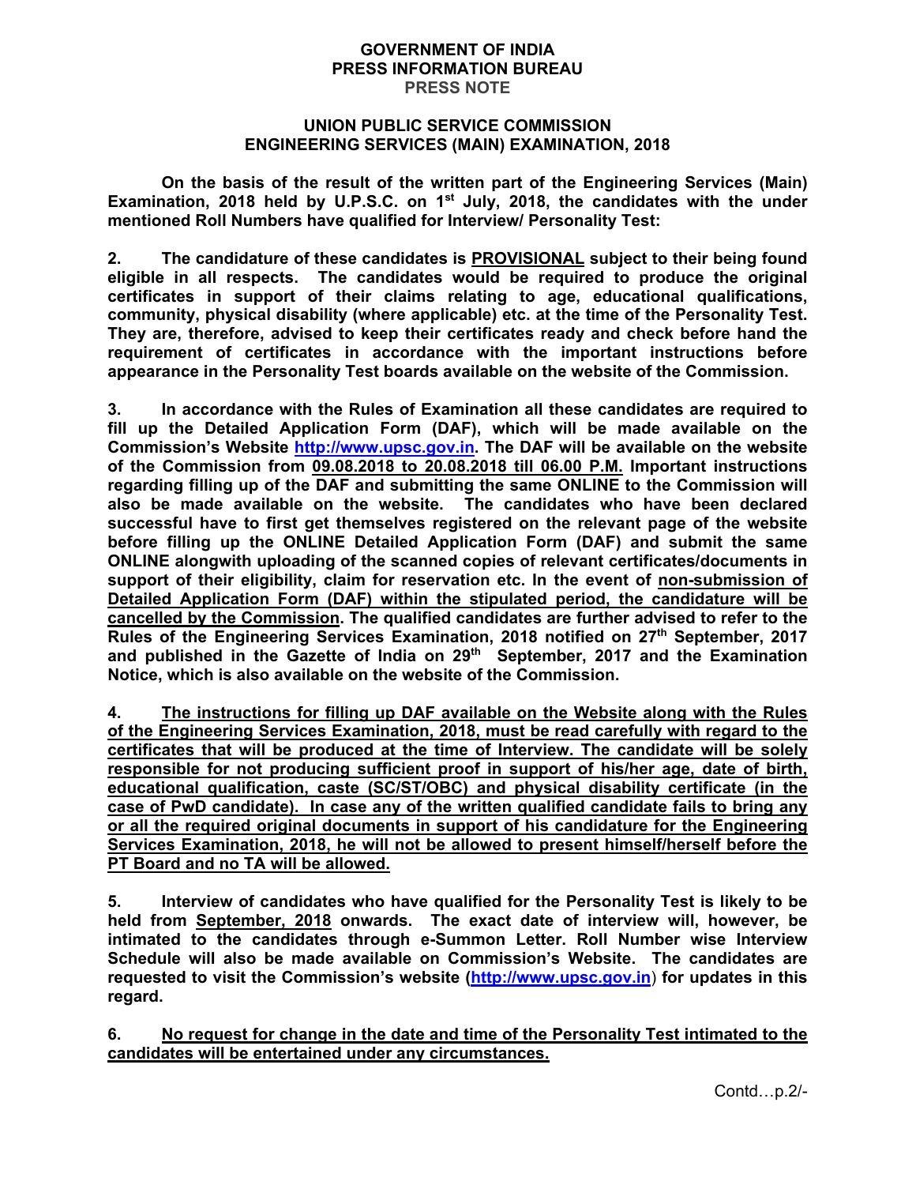**GOVERNMENT OF INDIA**
**PRESS INFORMATION BUREAU**
**PRESS NOTE**

**UNION PUBLIC SERVICE COMMISSION**
**ENGINEERING SERVICES (MAIN) EXAMINATION, 2018**

**On the basis of the result of the written part of the Engineering Services (Main) Examination, 2018 held by U.P.S.C. on 1st July, 2018, the candidates with the under mentioned Roll Numbers have qualified for Interview/ Personality Test:**

**2. The candidature of these candidates is PROVISIONAL subject to their being found eligible in all respects. The candidates would be required to produce the original certificates in support of their claims relating to age, educational qualifications, community, physical disability (where applicable) etc. at the time of the Personality Test. They are, therefore, advised to keep their certificates ready and check before hand the requirement of certificates in accordance with the important instructions before appearance in the Personality Test boards available on the website of the Commission.**

**3. In accordance with the Rules of Examination all these candidates are required to fill up the Detailed Application Form (DAF), which will be made available on the Commission's Website http://www.upsc.gov.in. The DAF will be available on the website of the Commission from 09.08.2018 to 20.08.2018 till 06.00 P.M. Important instructions regarding filling up of the DAF and submitting the same ONLINE to the Commission will also be made available on the website. The candidates who have been declared successful have to first get themselves registered on the relevant page of the website before filling up the ONLINE Detailed Application Form (DAF) and submit the same ONLINE alongwith uploading of the scanned copies of relevant certificates/documents in support of their eligibility, claim for reservation etc. In the event of non-submission of Detailed Application Form (DAF) within the stipulated period, the candidature will be cancelled by the Commission. The qualified candidates are further advised to refer to the Rules of the Engineering Services Examination, 2018 notified on 27th September, 2017 and published in the Gazette of India on 29th September, 2017 and the Examination Notice, which is also available on the website of the Commission.**

**4. The instructions for filling up DAF available on the Website along with the Rules of the Engineering Services Examination, 2018, must be read carefully with regard to the certificates that will be produced at the time of Interview. The candidate will be solely responsible for not producing sufficient proof in support of his/her age, date of birth, educational qualification, caste (SC/ST/OBC) and physical disability certificate (in the case of PwD candidate). In case any of the written qualified candidate fails to bring any or all the required original documents in support of his candidature for the Engineering Services Examination, 2018, he will not be allowed to present himself/herself before the PT Board and no TA will be allowed.**

**5. Interview of candidates who have qualified for the Personality Test is likely to be held from September, 2018 onwards. The exact date of interview will, however, be intimated to the candidates through e-Summon Letter. Roll Number wise Interview Schedule will also be made available on Commission's Website. The candidates are requested to visit the Commission's website (http://www.upsc.gov.in) for updates in this regard.**

**6. No request for change in the date and time of the Personality Test intimated to the candidates will be entertained under any circumstances.**

Contd…p.2/-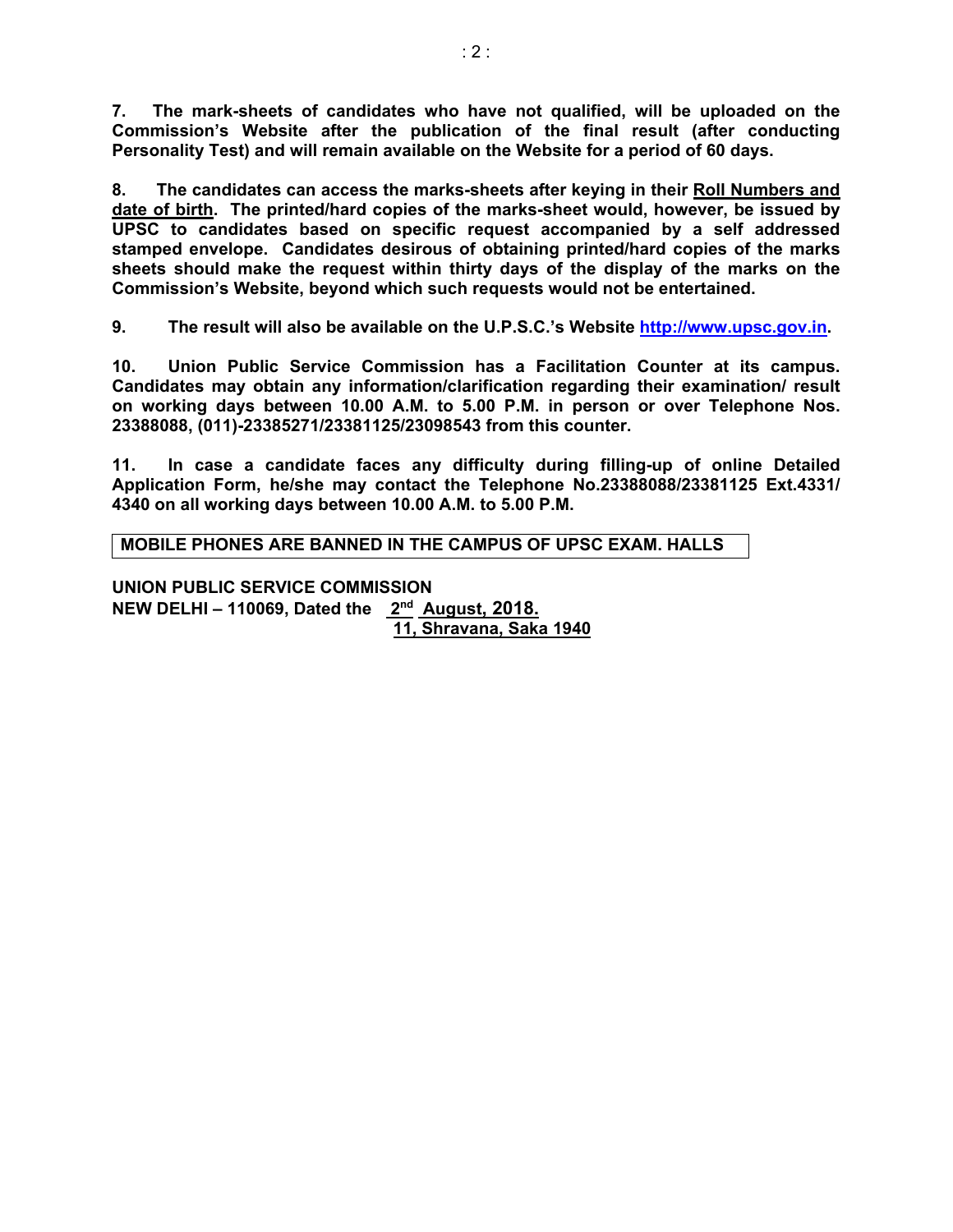**7. The mark-sheets of candidates who have not qualified, will be uploaded on the Commission's Website after the publication of the final result (after conducting Personality Test) and will remain available on the Website for a period of 60 days.**

**8. The candidates can access the marks-sheets after keying in their Roll Numbers and date of birth. The printed/hard copies of the marks-sheet would, however, be issued by UPSC to candidates based on specific request accompanied by a self addressed stamped envelope. Candidates desirous of obtaining printed/hard copies of the marks sheets should make the request within thirty days of the display of the marks on the Commission's Website, beyond which such requests would not be entertained.**

**9. The result will also be available on the U.P.S.C.'s Website http://www.upsc.gov.in.**

**10. Union Public Service Commission has a Facilitation Counter at its campus. Candidates may obtain any information/clarification regarding their examination/ result on working days between 10.00 A.M. to 5.00 P.M. in person or over Telephone Nos. 23388088, (011)-23385271/23381125/23098543 from this counter.**

**11. In case a candidate faces any difficulty during filling-up of online Detailed Application Form, he/she may contact the Telephone No.23388088/23381125 Ext.4331/ 4340 on all working days between 10.00 A.M. to 5.00 P.M.**

**MOBILE PHONES ARE BANNED IN THE CAMPUS OF UPSC EXAM. HALLS**

**UNION PUBLIC SERVICE COMMISSION**
**NEW DELHI – 110069, Dated the 2nd August, 2018.**
**11, Shravana, Saka 1940**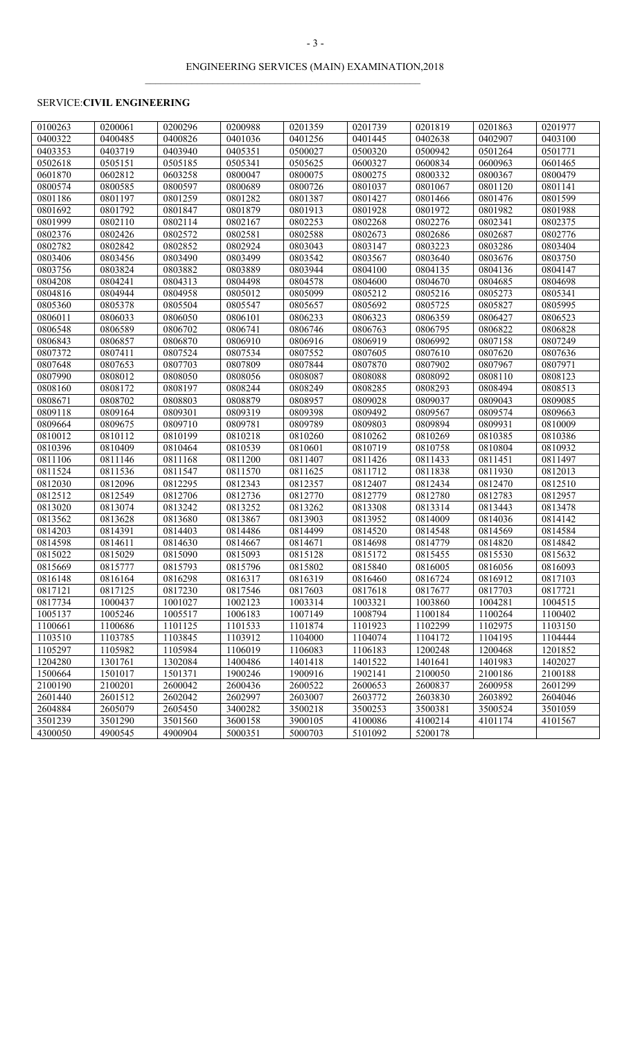## ENGINEERING SERVICES (MAIN) EXAMINATION,2018

SERVICE:**CIVIL ENGINEERING**

| | | | | | | | | |
|---|---|---|---|---|---|---|---|---|
| 0100263 | 0200061 | 0200296 | 0200988 | 0201359 | 0201739 | 0201819 | 0201863 | 0201977 |
| 0400322 | 0400485 | 0400826 | 0401036 | 0401256 | 0401445 | 0402638 | 0402907 | 0403100 |
| 0403353 | 0403719 | 0403940 | 0405351 | 0500027 | 0500320 | 0500942 | 0501264 | 0501771 |
| 0502618 | 0505151 | 0505185 | 0505341 | 0505625 | 0600327 | 0600834 | 0600963 | 0601465 |
| 0601870 | 0602812 | 0603258 | 0800047 | 0800075 | 0800275 | 0800332 | 0800367 | 0800479 |
| 0800574 | 0800585 | 0800597 | 0800689 | 0800726 | 0801037 | 0801067 | 0801120 | 0801141 |
| 0801186 | 0801197 | 0801259 | 0801282 | 0801387 | 0801427 | 0801466 | 0801476 | 0801599 |
| 0801692 | 0801792 | 0801847 | 0801879 | 0801913 | 0801928 | 0801972 | 0801982 | 0801988 |
| 0801999 | 0802110 | 0802114 | 0802167 | 0802253 | 0802268 | 0802276 | 0802341 | 0802375 |
| 0802376 | 0802426 | 0802572 | 0802581 | 0802588 | 0802673 | 0802686 | 0802687 | 0802776 |
| 0802782 | 0802842 | 0802852 | 0802924 | 0803043 | 0803147 | 0803223 | 0803286 | 0803404 |
| 0803406 | 0803456 | 0803490 | 0803499 | 0803542 | 0803567 | 0803640 | 0803676 | 0803750 |
| 0803756 | 0803824 | 0803882 | 0803889 | 0803944 | 0804100 | 0804135 | 0804136 | 0804147 |
| 0804208 | 0804241 | 0804313 | 0804498 | 0804578 | 0804600 | 0804670 | 0804685 | 0804698 |
| 0804816 | 0804944 | 0804958 | 0805012 | 0805099 | 0805212 | 0805216 | 0805273 | 0805341 |
| 0805360 | 0805378 | 0805504 | 0805547 | 0805657 | 0805692 | 0805725 | 0805827 | 0805995 |
| 0806011 | 0806033 | 0806050 | 0806101 | 0806233 | 0806323 | 0806359 | 0806427 | 0806523 |
| 0806548 | 0806589 | 0806702 | 0806741 | 0806746 | 0806763 | 0806795 | 0806822 | 0806828 |
| 0806843 | 0806857 | 0806870 | 0806910 | 0806916 | 0806919 | 0806992 | 0807158 | 0807249 |
| 0807372 | 0807411 | 0807524 | 0807534 | 0807552 | 0807605 | 0807610 | 0807620 | 0807636 |
| 0807648 | 0807653 | 0807703 | 0807809 | 0807844 | 0807870 | 0807902 | 0807967 | 0807971 |
| 0807990 | 0808012 | 0808050 | 0808056 | 0808087 | 0808088 | 0808092 | 0808110 | 0808123 |
| 0808160 | 0808172 | 0808197 | 0808244 | 0808249 | 0808285 | 0808293 | 0808494 | 0808513 |
| 0808671 | 0808702 | 0808803 | 0808879 | 0808957 | 0809028 | 0809037 | 0809043 | 0809085 |
| 0809118 | 0809164 | 0809301 | 0809319 | 0809398 | 0809492 | 0809567 | 0809574 | 0809663 |
| 0809664 | 0809675 | 0809710 | 0809781 | 0809789 | 0809803 | 0809894 | 0809931 | 0810009 |
| 0810012 | 0810112 | 0810199 | 0810218 | 0810260 | 0810262 | 0810269 | 0810385 | 0810386 |
| 0810396 | 0810409 | 0810464 | 0810539 | 0810601 | 0810719 | 0810758 | 0810804 | 0810932 |
| 0811106 | 0811146 | 0811168 | 0811200 | 0811407 | 0811426 | 0811433 | 0811451 | 0811497 |
| 0811524 | 0811536 | 0811547 | 0811570 | 0811625 | 0811712 | 0811838 | 0811930 | 0812013 |
| 0812030 | 0812096 | 0812295 | 0812343 | 0812357 | 0812407 | 0812434 | 0812470 | 0812510 |
| 0812512 | 0812549 | 0812706 | 0812736 | 0812770 | 0812779 | 0812780 | 0812783 | 0812957 |
| 0813020 | 0813074 | 0813242 | 0813252 | 0813262 | 0813308 | 0813314 | 0813443 | 0813478 |
| 0813562 | 0813628 | 0813680 | 0813867 | 0813903 | 0813952 | 0814009 | 0814036 | 0814142 |
| 0814203 | 0814391 | 0814403 | 0814486 | 0814499 | 0814520 | 0814548 | 0814569 | 0814584 |
| 0814598 | 0814611 | 0814630 | 0814667 | 0814671 | 0814698 | 0814779 | 0814820 | 0814842 |
| 0815022 | 0815029 | 0815090 | 0815093 | 0815128 | 0815172 | 0815455 | 0815530 | 0815632 |
| 0815669 | 0815777 | 0815793 | 0815796 | 0815802 | 0815840 | 0816005 | 0816056 | 0816093 |
| 0816148 | 0816164 | 0816298 | 0816317 | 0816319 | 0816460 | 0816724 | 0816912 | 0817103 |
| 0817121 | 0817125 | 0817230 | 0817546 | 0817603 | 0817618 | 0817677 | 0817703 | 0817721 |
| 0817734 | 1000437 | 1001027 | 1002123 | 1003314 | 1003321 | 1003860 | 1004281 | 1004515 |
| 1005137 | 1005246 | 1005517 | 1006183 | 1007149 | 1008794 | 1100184 | 1100264 | 1100402 |
| 1100661 | 1100686 | 1101125 | 1101533 | 1101874 | 1101923 | 1102299 | 1102975 | 1103150 |
| 1103510 | 1103785 | 1103845 | 1103912 | 1104000 | 1104074 | 1104172 | 1104195 | 1104444 |
| 1105297 | 1105982 | 1105984 | 1106019 | 1106083 | 1106183 | 1200248 | 1200468 | 1201852 |
| 1204280 | 1301761 | 1302084 | 1400486 | 1401418 | 1401522 | 1401641 | 1401983 | 1402027 |
| 1500664 | 1501017 | 1501371 | 1900246 | 1900916 | 1902141 | 2100050 | 2100186 | 2100188 |
| 2100190 | 2100201 | 2600042 | 2600436 | 2600522 | 2600653 | 2600837 | 2600958 | 2601299 |
| 2601440 | 2601512 | 2602042 | 2602997 | 2603007 | 2603772 | 2603830 | 2603892 | 2604046 |
| 2604884 | 2605079 | 2605450 | 3400282 | 3500218 | 3500253 | 3500381 | 3500524 | 3501059 |
| 3501239 | 3501290 | 3501560 | 3600158 | 3900105 | 4100086 | 4100214 | 4101174 | 4101567 |
| 4300050 | 4900545 | 4900904 | 5000351 | 5000703 | 5101092 | 5200178 | | |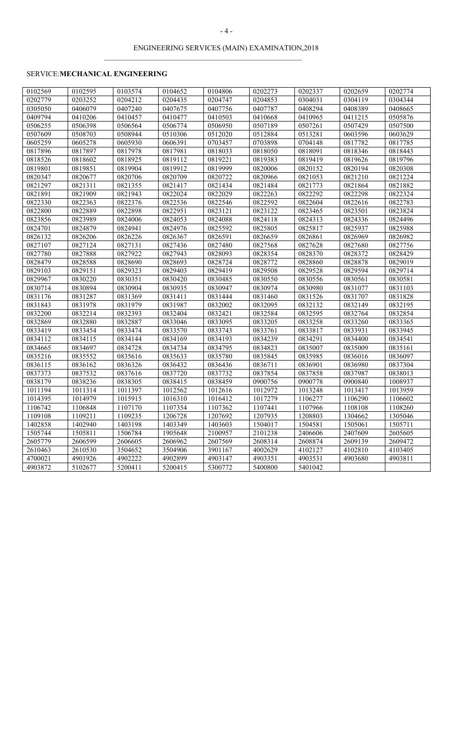ENGINEERING SERVICES (MAIN) EXAMINATION,2018

SERVICE:**MECHANICAL ENGINEERING**

| | | | | | | | | |
|---|---|---|---|---|---|---|---|---|
| 0102569 | 0102595 | 0103574 | 0104652 | 0104806 | 0202273 | 0202337 | 0202659 | 0202774 |
| 0202779 | 0203252 | 0204212 | 0204435 | 0204747 | 0204853 | 0304031 | 0304119 | 0304344 |
| 0305050 | 0406079 | 0407240 | 0407675 | 0407756 | 0407787 | 0408294 | 0408389 | 0408665 |
| 0409794 | 0410206 | 0410457 | 0410477 | 0410503 | 0410668 | 0410965 | 0411215 | 0505876 |
| 0506255 | 0506398 | 0506564 | 0506774 | 0506950 | 0507189 | 0507261 | 0507429 | 0507500 |
| 0507609 | 0508703 | 0508944 | 0510306 | 0512020 | 0512884 | 0513281 | 0603596 | 0603629 |
| 0605259 | 0605278 | 0605930 | 0606391 | 0703457 | 0703898 | 0704148 | 0817782 | 0817785 |
| 0817896 | 0817897 | 0817978 | 0817981 | 0818033 | 0818050 | 0818091 | 0818346 | 0818443 |
| 0818526 | 0818602 | 0818925 | 0819112 | 0819221 | 0819383 | 0819419 | 0819626 | 0819796 |
| 0819801 | 0819851 | 0819904 | 0819912 | 0819999 | 0820006 | 0820152 | 0820194 | 0820308 |
| 0820347 | 0820677 | 0820706 | 0820709 | 0820722 | 0820966 | 0821053 | 0821210 | 0821224 |
| 0821297 | 0821311 | 0821355 | 0821417 | 0821434 | 0821484 | 0821773 | 0821864 | 0821882 |
| 0821891 | 0821909 | 0821943 | 0822024 | 0822029 | 0822263 | 0822292 | 0822298 | 0822324 |
| 0822330 | 0822363 | 0822376 | 0822536 | 0822546 | 0822592 | 0822604 | 0822616 | 0822783 |
| 0822800 | 0822889 | 0822898 | 0822951 | 0823121 | 0823122 | 0823465 | 0823501 | 0823824 |
| 0823856 | 0823989 | 0824006 | 0824053 | 0824088 | 0824118 | 0824313 | 0824336 | 0824496 |
| 0824701 | 0824879 | 0824941 | 0824976 | 0825592 | 0825805 | 0825817 | 0825937 | 0825988 |
| 0826132 | 0826206 | 0826226 | 0826367 | 0826591 | 0826659 | 0826861 | 0826969 | 0826982 |
| 0827107 | 0827124 | 0827131 | 0827436 | 0827480 | 0827568 | 0827628 | 0827680 | 0827756 |
| 0827780 | 0827888 | 0827922 | 0827943 | 0828093 | 0828354 | 0828370 | 0828372 | 0828429 |
| 0828479 | 0828588 | 0828690 | 0828693 | 0828724 | 0828772 | 0828860 | 0828878 | 0829019 |
| 0829103 | 0829151 | 0829323 | 0829403 | 0829419 | 0829508 | 0829528 | 0829594 | 0829714 |
| 0829967 | 0830220 | 0830351 | 0830420 | 0830485 | 0830550 | 0830556 | 0830561 | 0830581 |
| 0830714 | 0830894 | 0830904 | 0830935 | 0830947 | 0830974 | 0830980 | 0831077 | 0831103 |
| 0831176 | 0831287 | 0831369 | 0831411 | 0831444 | 0831460 | 0831526 | 0831707 | 0831828 |
| 0831843 | 0831978 | 0831979 | 0831987 | 0832002 | 0832095 | 0832132 | 0832149 | 0832195 |
| 0832200 | 0832214 | 0832393 | 0832404 | 0832421 | 0832584 | 0832595 | 0832764 | 0832854 |
| 0832869 | 0832880 | 0832887 | 0833046 | 0833095 | 0833205 | 0833258 | 0833260 | 0833365 |
| 0833419 | 0833454 | 0833474 | 0833570 | 0833743 | 0833761 | 0833817 | 0833931 | 0833945 |
| 0834112 | 0834115 | 0834144 | 0834169 | 0834193 | 0834239 | 0834291 | 0834400 | 0834541 |
| 0834665 | 0834697 | 0834728 | 0834734 | 0834795 | 0834823 | 0835007 | 0835009 | 0835161 |
| 0835216 | 0835552 | 0835616 | 0835633 | 0835780 | 0835845 | 0835985 | 0836016 | 0836097 |
| 0836115 | 0836162 | 0836326 | 0836432 | 0836436 | 0836711 | 0836901 | 0836980 | 0837304 |
| 0837373 | 0837532 | 0837616 | 0837720 | 0837732 | 0837854 | 0837858 | 0837987 | 0838013 |
| 0838179 | 0838236 | 0838305 | 0838415 | 0838459 | 0900756 | 0900778 | 0900840 | 1008937 |
| 1011194 | 1011314 | 1011397 | 1012562 | 1012616 | 1012972 | 1013248 | 1013417 | 1013959 |
| 1014395 | 1014979 | 1015915 | 1016310 | 1016412 | 1017279 | 1106277 | 1106290 | 1106602 |
| 1106742 | 1106848 | 1107170 | 1107354 | 1107362 | 1107441 | 1107966 | 1108108 | 1108260 |
| 1109108 | 1109211 | 1109235 | 1206728 | 1207692 | 1207935 | 1208803 | 1304662 | 1305046 |
| 1402858 | 1402940 | 1403198 | 1403349 | 1403603 | 1504017 | 1504581 | 1505061 | 1505711 |
| 1505744 | 1505811 | 1506784 | 1905648 | 2100957 | 2101238 | 2406606 | 2407609 | 2605605 |
| 2605779 | 2606599 | 2606605 | 2606962 | 2607569 | 2608314 | 2608874 | 2609139 | 2609472 |
| 2610463 | 2610530 | 3504652 | 3504906 | 3901167 | 4002629 | 4102127 | 4102810 | 4103405 |
| 4700021 | 4901926 | 4902222 | 4902899 | 4903147 | 4903351 | 4903531 | 4903680 | 4903811 |
| 4903872 | 5102677 | 5200411 | 5200415 | 5300772 | 5400800 | 5401042 | | |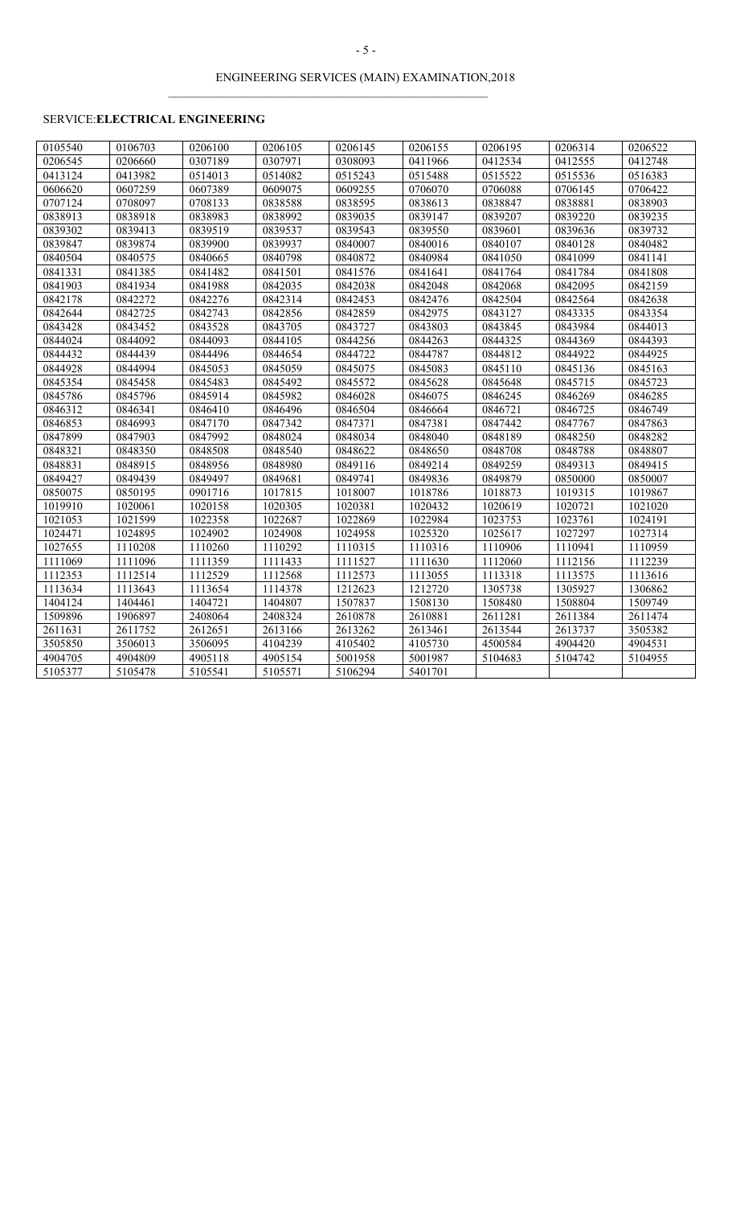ENGINEERING SERVICES (MAIN) EXAMINATION,2018

SERVICE:**ELECTRICAL ENGINEERING**

| | | | | | | | | |
|---|---|---|---|---|---|---|---|---|
| 0105540 | 0106703 | 0206100 | 0206105 | 0206145 | 0206155 | 0206195 | 0206314 | 0206522 |
| 0206545 | 0206660 | 0307189 | 0307971 | 0308093 | 0411966 | 0412534 | 0412555 | 0412748 |
| 0413124 | 0413982 | 0514013 | 0514082 | 0515243 | 0515488 | 0515522 | 0515536 | 0516383 |
| 0606620 | 0607259 | 0607389 | 0609075 | 0609255 | 0706070 | 0706088 | 0706145 | 0706422 |
| 0707124 | 0708097 | 0708133 | 0838588 | 0838595 | 0838613 | 0838847 | 0838881 | 0838903 |
| 0838913 | 0838918 | 0838983 | 0838992 | 0839035 | 0839147 | 0839207 | 0839220 | 0839235 |
| 0839302 | 0839413 | 0839519 | 0839537 | 0839543 | 0839550 | 0839601 | 0839636 | 0839732 |
| 0839847 | 0839874 | 0839900 | 0839937 | 0840007 | 0840016 | 0840107 | 0840128 | 0840482 |
| 0840504 | 0840575 | 0840665 | 0840798 | 0840872 | 0840984 | 0841050 | 0841099 | 0841141 |
| 0841331 | 0841385 | 0841482 | 0841501 | 0841576 | 0841641 | 0841764 | 0841784 | 0841808 |
| 0841903 | 0841934 | 0841988 | 0842035 | 0842038 | 0842048 | 0842068 | 0842095 | 0842159 |
| 0842178 | 0842272 | 0842276 | 0842314 | 0842453 | 0842476 | 0842504 | 0842564 | 0842638 |
| 0842644 | 0842725 | 0842743 | 0842856 | 0842859 | 0842975 | 0843127 | 0843335 | 0843354 |
| 0843428 | 0843452 | 0843528 | 0843705 | 0843727 | 0843803 | 0843845 | 0843984 | 0844013 |
| 0844024 | 0844092 | 0844093 | 0844105 | 0844256 | 0844263 | 0844325 | 0844369 | 0844393 |
| 0844432 | 0844439 | 0844496 | 0844654 | 0844722 | 0844787 | 0844812 | 0844922 | 0844925 |
| 0844928 | 0844994 | 0845053 | 0845059 | 0845075 | 0845083 | 0845110 | 0845136 | 0845163 |
| 0845354 | 0845458 | 0845483 | 0845492 | 0845572 | 0845628 | 0845648 | 0845715 | 0845723 |
| 0845786 | 0845796 | 0845914 | 0845982 | 0846028 | 0846075 | 0846245 | 0846269 | 0846285 |
| 0846312 | 0846341 | 0846410 | 0846496 | 0846504 | 0846664 | 0846721 | 0846725 | 0846749 |
| 0846853 | 0846993 | 0847170 | 0847342 | 0847371 | 0847381 | 0847442 | 0847767 | 0847863 |
| 0847899 | 0847903 | 0847992 | 0848024 | 0848034 | 0848040 | 0848189 | 0848250 | 0848282 |
| 0848321 | 0848350 | 0848508 | 0848540 | 0848622 | 0848650 | 0848708 | 0848788 | 0848807 |
| 0848831 | 0848915 | 0848956 | 0848980 | 0849116 | 0849214 | 0849259 | 0849313 | 0849415 |
| 0849427 | 0849439 | 0849497 | 0849681 | 0849741 | 0849836 | 0849879 | 0850000 | 0850007 |
| 0850075 | 0850195 | 0901716 | 1017815 | 1018007 | 1018786 | 1018873 | 1019315 | 1019867 |
| 1019910 | 1020061 | 1020158 | 1020305 | 1020381 | 1020432 | 1020619 | 1020721 | 1021020 |
| 1021053 | 1021599 | 1022358 | 1022687 | 1022869 | 1022984 | 1023753 | 1023761 | 1024191 |
| 1024471 | 1024895 | 1024902 | 1024908 | 1024958 | 1025320 | 1025617 | 1027297 | 1027314 |
| 1027655 | 1110208 | 1110260 | 1110292 | 1110315 | 1110316 | 1110906 | 1110941 | 1110959 |
| 1111069 | 1111096 | 1111359 | 1111433 | 1111527 | 1111630 | 1112060 | 1112156 | 1112239 |
| 1112353 | 1112514 | 1112529 | 1112568 | 1112573 | 1113055 | 1113318 | 1113575 | 1113616 |
| 1113634 | 1113643 | 1113654 | 1114378 | 1212623 | 1212720 | 1305738 | 1305927 | 1306862 |
| 1404124 | 1404461 | 1404721 | 1404807 | 1507837 | 1508130 | 1508480 | 1508804 | 1509749 |
| 1509896 | 1906897 | 2408064 | 2408324 | 2610878 | 2610881 | 2611281 | 2611384 | 2611474 |
| 2611631 | 2611752 | 2612651 | 2613166 | 2613262 | 2613461 | 2613544 | 2613737 | 3505382 |
| 3505850 | 3506013 | 3506095 | 4104239 | 4105402 | 4105730 | 4500584 | 4904420 | 4904531 |
| 4904705 | 4904809 | 4905118 | 4905154 | 5001958 | 5001987 | 5104683 | 5104742 | 5104955 |
| 5105377 | 5105478 | 5105541 | 5105571 | 5106294 | 5401701 | | | |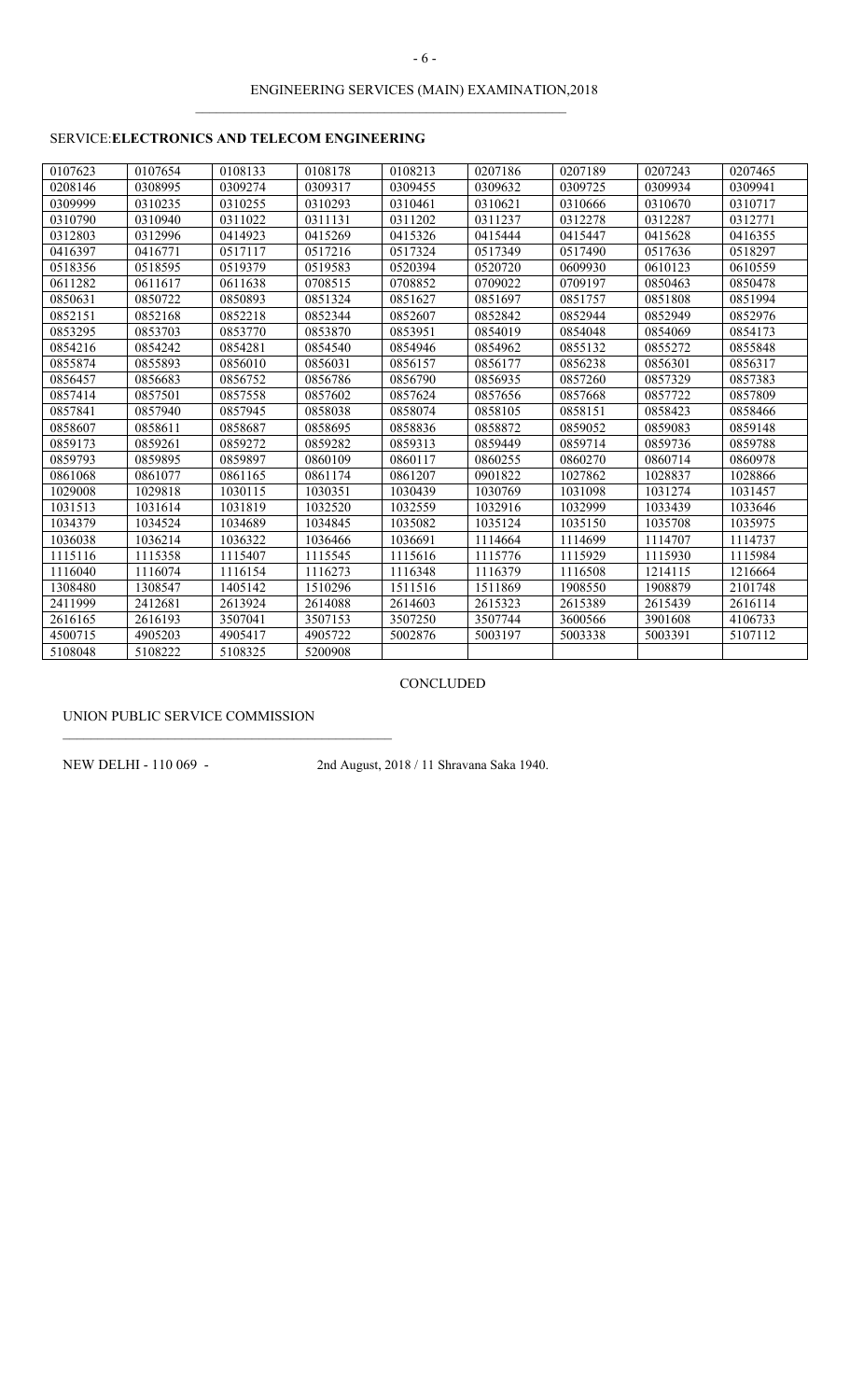ENGINEERING SERVICES (MAIN) EXAMINATION,2018

SERVICE:**ELECTRONICS AND TELECOM ENGINEERING**

| | | | | | | | | |
|---|---|---|---|---|---|---|---|---|
| 0107623 | 0107654 | 0108133 | 0108178 | 0108213 | 0207186 | 0207189 | 0207243 | 0207465 |
| 0208146 | 0308995 | 0309274 | 0309317 | 0309455 | 0309632 | 0309725 | 0309934 | 0309941 |
| 0309999 | 0310235 | 0310255 | 0310293 | 0310461 | 0310621 | 0310666 | 0310670 | 0310717 |
| 0310790 | 0310940 | 0311022 | 0311131 | 0311202 | 0311237 | 0312278 | 0312287 | 0312771 |
| 0312803 | 0312996 | 0414923 | 0415269 | 0415326 | 0415444 | 0415447 | 0415628 | 0416355 |
| 0416397 | 0416771 | 0517117 | 0517216 | 0517324 | 0517349 | 0517490 | 0517636 | 0518297 |
| 0518356 | 0518595 | 0519379 | 0519583 | 0520394 | 0520720 | 0609930 | 0610123 | 0610559 |
| 0611282 | 0611617 | 0611638 | 0708515 | 0708852 | 0709022 | 0709197 | 0850463 | 0850478 |
| 0850631 | 0850722 | 0850893 | 0851324 | 0851627 | 0851697 | 0851757 | 0851808 | 0851994 |
| 0852151 | 0852168 | 0852218 | 0852344 | 0852607 | 0852842 | 0852944 | 0852949 | 0852976 |
| 0853295 | 0853703 | 0853770 | 0853870 | 0853951 | 0854019 | 0854048 | 0854069 | 0854173 |
| 0854216 | 0854242 | 0854281 | 0854540 | 0854946 | 0854962 | 0855132 | 0855272 | 0855848 |
| 0855874 | 0855893 | 0856010 | 0856031 | 0856157 | 0856177 | 0856238 | 0856301 | 0856317 |
| 0856457 | 0856683 | 0856752 | 0856786 | 0856790 | 0856935 | 0857260 | 0857329 | 0857383 |
| 0857414 | 0857501 | 0857558 | 0857602 | 0857624 | 0857656 | 0857668 | 0857722 | 0857809 |
| 0857841 | 0857940 | 0857945 | 0858038 | 0858074 | 0858105 | 0858151 | 0858423 | 0858466 |
| 0858607 | 0858611 | 0858687 | 0858695 | 0858836 | 0858872 | 0859052 | 0859083 | 0859148 |
| 0859173 | 0859261 | 0859272 | 0859282 | 0859313 | 0859449 | 0859714 | 0859736 | 0859788 |
| 0859793 | 0859895 | 0859897 | 0860109 | 0860117 | 0860255 | 0860270 | 0860714 | 0860978 |
| 0861068 | 0861077 | 0861165 | 0861174 | 0861207 | 0901822 | 1027862 | 1028837 | 1028866 |
| 1029008 | 1029818 | 1030115 | 1030351 | 1030439 | 1030769 | 1031098 | 1031274 | 1031457 |
| 1031513 | 1031614 | 1031819 | 1032520 | 1032559 | 1032916 | 1032999 | 1033439 | 1033646 |
| 1034379 | 1034524 | 1034689 | 1034845 | 1035082 | 1035124 | 1035150 | 1035708 | 1035975 |
| 1036038 | 1036214 | 1036322 | 1036466 | 1036691 | 1114664 | 1114699 | 1114707 | 1114737 |
| 1115116 | 1115358 | 1115407 | 1115545 | 1115616 | 1115776 | 1115929 | 1115930 | 1115984 |
| 1116040 | 1116074 | 1116154 | 1116273 | 1116348 | 1116379 | 1116508 | 1214115 | 1216664 |
| 1308480 | 1308547 | 1405142 | 1510296 | 1511516 | 1511869 | 1908550 | 1908879 | 2101748 |
| 2411999 | 2412681 | 2613924 | 2614088 | 2614603 | 2615323 | 2615389 | 2615439 | 2616114 |
| 2616165 | 2616193 | 3507041 | 3507153 | 3507250 | 3507744 | 3600566 | 3901608 | 4106733 |
| 4500715 | 4905203 | 4905417 | 4905722 | 5002876 | 5003197 | 5003338 | 5003391 | 5107112 |
| 5108048 | 5108222 | 5108325 | 5200908 | | | | | |

CONCLUDED

UNION PUBLIC SERVICE COMMISSION

NEW DELHI - 110 069 - 2nd August, 2018 / 11 Shravana Saka 1940.